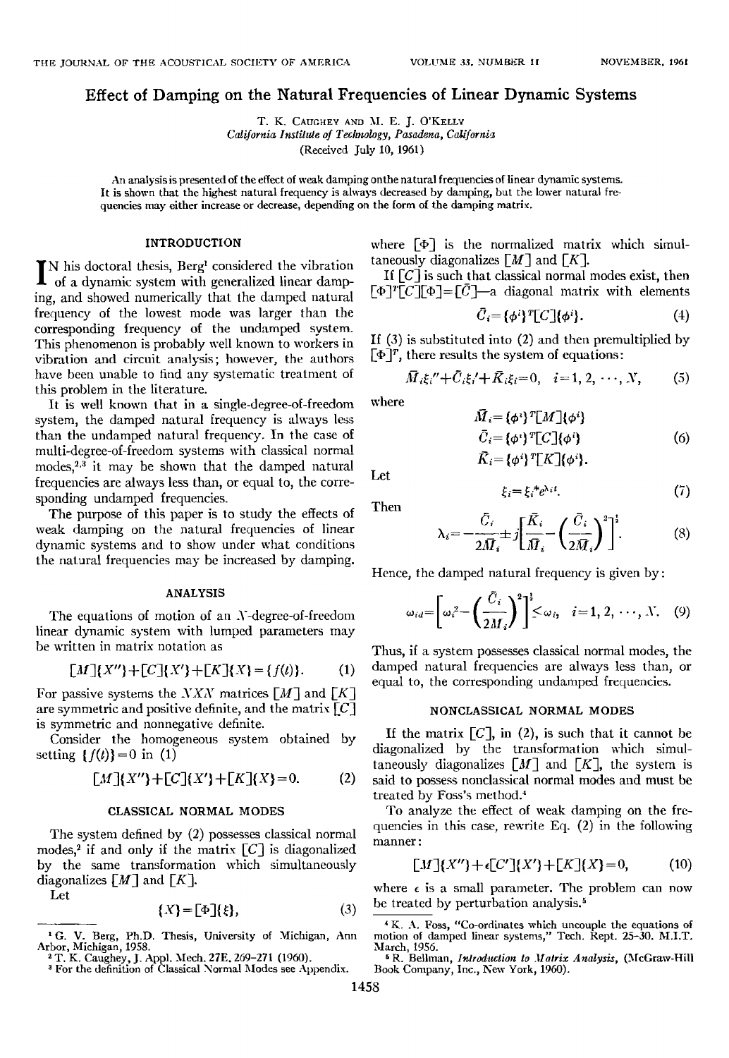# Effect of Damping on the Natural Frequencies of Linear Dynamic Systems

T. K. Caughey and M. E. J. O'Kelly

*California Institute of Technology, Pasadena, California*

(Received July 10, 1961)

An analysis is presented of the effect of weak damping on the natural frequencies of linear dynamic systems. It is shown that the highest natural frequency is always decreased by damping, but the lower natural frequencies may either increase or decrease, depending on the form of the damping matrix.

## INTRODUCTION

In his doctoral thesis, Berg[1] considered the vibration of a dynamic system with generalized linear damping, and showed numerically that the damped natural frequency of the lowest mode was larger than the corresponding frequency of the undamped system. This phenomenon is probably well known to workers in vibration and circuit analysis; however, the authors have been unable to find any systematic treatment of this problem in the literature.

It is well known that in a single-degree-of-freedom system, the damped natural frequency is always less than the undamped natural frequency. In the case of multi-degree-of-freedom systems with classical normal modes,[2,3] it may be shown that the damped natural frequencies are always less than, or equal to, the corresponding undamped frequencies.

The purpose of this paper is to study the effects of weak damping on the natural frequencies of linear dynamic systems and to show under what conditions the natural frequencies may be increased by damping.

## ANALYSIS

The equations of motion of an $N$-degree-of-freedom linear dynamic system with lumped parameters may be written in matrix notation as

$$[M]\{X''\}+[C]\{X'\}+[K]\{X\}=\{f(t)\}. \qquad (1)$$

For passive systems the $N\times N$ matrices $[M]$ and $[K]$ are symmetric and positive definite, and the matrix $[C]$ is symmetric and nonnegative definite.

Consider the homogeneous system obtained by setting $\{f(t)\}=0$ in (1)

$$[M]\{X''\}+[C]\{X'\}+[K]\{X\}=0. \qquad (2)$$

## CLASSICAL NORMAL MODES

The system defined by (2) possesses classical normal modes,[2] if and only if the matrix $[C]$ is diagonalized by the same transformation which simultaneously diagonalizes $[M]$ and $[K]$.

Let

$$\{X\}=[\Phi]\{\xi\}, \qquad (3)$$

where $[\Phi]$ is the normalized matrix which simultaneously diagonalizes $[M]$ and $[K]$.

If $[C]$ is such that classical normal modes exist, then $[\Phi]^T[C][\Phi]=[\bar{C}]$—a diagonal matrix with elements

$$\bar{C}_i=\{\phi^i\}^T[C]\{\phi^i\}. \qquad (4)$$

If (3) is substituted into (2) and then premultiplied by $[\Phi]^T$, there results the system of equations:

$$\bar{M}_i\xi_i''+\bar{C}_i\xi_i'+\bar{K}_i\xi_i=0,\quad i=1,2,\cdots,N, \qquad (5)$$

where

$$\bar{M}_i=\{\phi^i\}^T[M]\{\phi^i\}$$
$$\bar{C}_i=\{\phi^i\}^T[C]\{\phi^i\} \qquad (6)$$
$$\bar{K}_i=\{\phi^i\}^T[K]\{\phi^i\}.$$

Let

$$\xi_i=\xi_i^*e^{\lambda_i t}. \qquad (7)$$

Then

$$\lambda_i=-\frac{\bar{C}_i}{2\bar{M}_i}\pm j\left[\frac{\bar{K}_i}{\bar{M}_i}-\left(\frac{\bar{C}_i}{2\bar{M}_i}\right)^2\right]^{\frac{1}{2}}. \qquad (8)$$

Hence, the damped natural frequency is given by:

$$\omega_{id}=\left[\omega_i^2-\left(\frac{\bar{C}_i}{2\bar{M}_i}\right)^2\right]^{\frac{1}{2}}\leq\omega_i,\quad i=1,2,\cdots,N. \qquad (9)$$

Thus, if a system possesses classical normal modes, the damped natural frequencies are always less than, or equal to, the corresponding undamped frequencies.

## NONCLASSICAL NORMAL MODES

If the matrix $[C]$, in (2), is such that it cannot be diagonalized by the transformation which simultaneously diagonalizes $[M]$ and $[K]$, the system is said to possess nonclassical normal modes and must be treated by Foss's method.[4]

To analyze the effect of weak damping on the frequencies in this case, rewrite Eq. (2) in the following manner:

$$[M]\{X''\}+\epsilon[C']\{X'\}+[K]\{X\}=0, \qquad (10)$$

where $\epsilon$ is a small parameter. The problem can now be treated by perturbation analysis.[5]

---

[1] G. V. Berg, Ph.D. Thesis, University of Michigan, Ann Arbor, Michigan, 1958.

[2] T. K. Caughey, J. Appl. Mech. 27E, 269–271 (1960).

[3] For the definition of Classical Normal Modes see Appendix.

[4] K. A. Foss, "Co-ordinates which uncouple the equations of motion of damped linear systems," Tech. Rept. 25-30. M.I.T. March, 1956.

[5] R. Bellman, *Introduction to Matrix Analysis*, (McGraw-Hill Book Company, Inc., New York, 1960).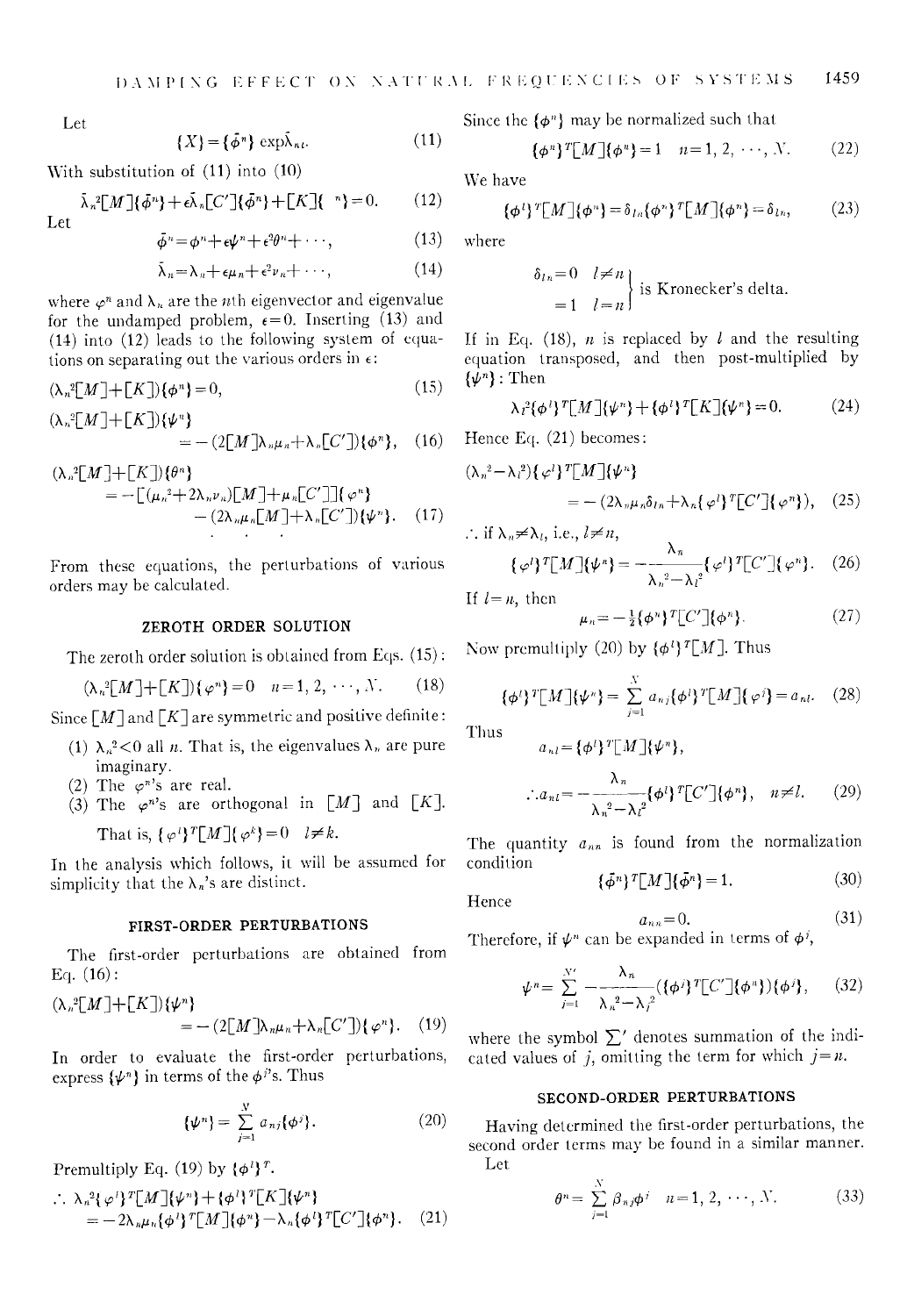Let

$$\{X\}=\{\bar{\phi}^n\}\exp\bar{\lambda}_n t. \tag{11}$$

With substitution of (11) into (10)

$$\bar{\lambda}_n^2[M]\{\bar{\phi}^n\}+\epsilon\bar{\lambda}_n[C']\{\bar{\phi}^n\}+[K]\{\bar{\phi}^n\}=0. \tag{12}$$

Let

$$\bar{\phi}^n=\phi^n+\epsilon\psi^n+\epsilon^2\theta^n+\cdots, \tag{13}$$

$$\bar{\lambda}_n=\lambda_n+\epsilon\mu_n+\epsilon^2\nu_n+\cdots, \tag{14}$$

where $\varphi^n$ and $\lambda_n$ are the $n$th eigenvector and eigenvalue for the undamped problem, $\epsilon=0$. Inserting (13) and (14) into (12) leads to the following system of equations on separating out the various orders in $\epsilon$:

$$(\lambda_n^2[M]+[K])\{\phi^n\}=0, \tag{15}$$

$$(\lambda_n^2[M]+[K])\{\psi^n\}=-(2[M]\lambda_n\mu_n+\lambda_n[C'])\{\phi^n\}, \tag{16}$$

$$(\lambda_n^2[M]+[K])\{\theta^n\}=-[(\mu_n^2+2\lambda_n\nu_n)[M]+\mu_n[C']]\{\varphi^n\}-(2\lambda_n\mu_n[M]+\lambda_n[C'])\{\psi^n\}. \tag{17}$$

$$\cdots$$

From these equations, the perturbations of various orders may be calculated.

## ZEROTH ORDER SOLUTION

The zeroth order solution is obtained from Eqs. (15):

$$(\lambda_n^2[M]+[K])\{\varphi^n\}=0\quad n=1,2,\cdots,N. \tag{18}$$

Since $[M]$ and $[K]$ are symmetric and positive definite:

(1) $\lambda_n^2<0$ all $n$. That is, the eigenvalues $\lambda_n$ are pure imaginary.
(2) The $\varphi^n$'s are real.
(3) The $\varphi^n$'s are orthogonal in $[M]$ and $[K]$. That is, $\{\varphi^l\}^T[M]\{\varphi^k\}=0\quad l\neq k$.

In the analysis which follows, it will be assumed for simplicity that the $\lambda_n$'s are distinct.

## FIRST-ORDER PERTURBATIONS

The first-order perturbations are obtained from Eq. (16):

$$(\lambda_n^2[M]+[K])\{\psi^n\}=-(2[M]\lambda_n\mu_n+\lambda_n[C'])\{\varphi^n\}. \tag{19}$$

In order to evaluate the first-order perturbations, express $\{\psi^n\}$ in terms of the $\phi^j$'s. Thus

$$\{\psi^n\}=\sum_{j=1}^{N}a_{nj}\{\phi^j\}. \tag{20}$$

Premultiply Eq. (19) by $\{\phi^l\}^T$.

$$\therefore\ \lambda_n^2\{\varphi^l\}^T[M]\{\psi^n\}+\{\phi^l\}^T[K]\{\psi^n\}=-2\lambda_n\mu_n\{\phi^l\}^T[M]\{\phi^n\}-\lambda_n\{\phi^l\}^T[C']\{\phi^n\}. \tag{21}$$

Since the $\{\phi^n\}$ may be normalized such that

$$\{\phi^n\}^T[M]\{\phi^n\}=1\quad n=1,2,\cdots,N. \tag{22}$$

We have

$$\{\phi^l\}^T[M]\{\phi^n\}=\delta_{ln}\{\phi^n\}^T[M]\{\phi^n\}=\delta_{ln}, \tag{23}$$

where

$$\left.\begin{aligned}\delta_{ln}&=0\quad l\neq n\\ &=1\quad l=n\end{aligned}\right\}\text{ is Kronecker's delta.}$$

If in Eq. (18), $n$ is replaced by $l$ and the resulting equation transposed, and then post-multiplied by $\{\psi^n\}$: Then

$$\lambda_l^2\{\phi^l\}^T[M]\{\psi^n\}+\{\phi^l\}^T[K]\{\psi^n\}=0. \tag{24}$$

Hence Eq. (21) becomes:

$$(\lambda_n^2-\lambda_l^2)\{\varphi^l\}^T[M]\{\psi^n\}=-(2\lambda_n\mu_n\delta_{ln}+\lambda_n\{\varphi^l\}^T[C']\{\varphi^n\}), \tag{25}$$

$\therefore$ if $\lambda_n\neq\lambda_l$, i.e., $l\neq n$,

$$\{\varphi^l\}^T[M]\{\psi^n\}=-\frac{\lambda_n}{\lambda_n^2-\lambda_l^2}\{\varphi^l\}^T[C']\{\varphi^n\}. \tag{26}$$

If $l=n$, then

$$\mu_n=-\tfrac{1}{2}\{\phi^n\}^T[C']\{\phi^n\}. \tag{27}$$

Now premultiply (20) by $\{\phi^l\}^T[M]$. Thus

$$\{\phi^l\}^T[M]\{\psi^n\}=\sum_{j=1}^{N}a_{nj}\{\phi^l\}^T[M]\{\varphi^j\}=a_{nl}. \tag{28}$$

Thus

$$a_{nl}=\{\phi^l\}^T[M]\{\psi^n\},$$

$$\therefore a_{nl}=-\frac{\lambda_n}{\lambda_n^2-\lambda_l^2}\{\phi^l\}^T[C']\{\phi^n\},\quad n\neq l. \tag{29}$$

The quantity $a_{nn}$ is found from the normalization condition

$$\{\bar{\phi}^n\}^T[M]\{\bar{\phi}^n\}=1. \tag{30}$$

Hence

$$a_{nn}=0. \tag{31}$$

Therefore, if $\psi^n$ can be expanded in terms of $\phi^j$,

$$\psi^n=\sum_{j=1}^{N}{}'\,-\frac{\lambda_n}{\lambda_n^2-\lambda_j^2}(\{\phi^j\}^T[C']\{\phi^n\})\{\phi^j\}, \tag{32}$$

where the symbol $\sum'$ denotes summation of the indicated values of $j$, omitting the term for which $j=n$.

## SECOND-ORDER PERTURBATIONS

Having determined the first-order perturbations, the second order terms may be found in a similar manner. Let

$$\theta^n=\sum_{j=1}^{N}\beta_{nj}\phi^j\quad n=1,2,\cdots,N. \tag{33}$$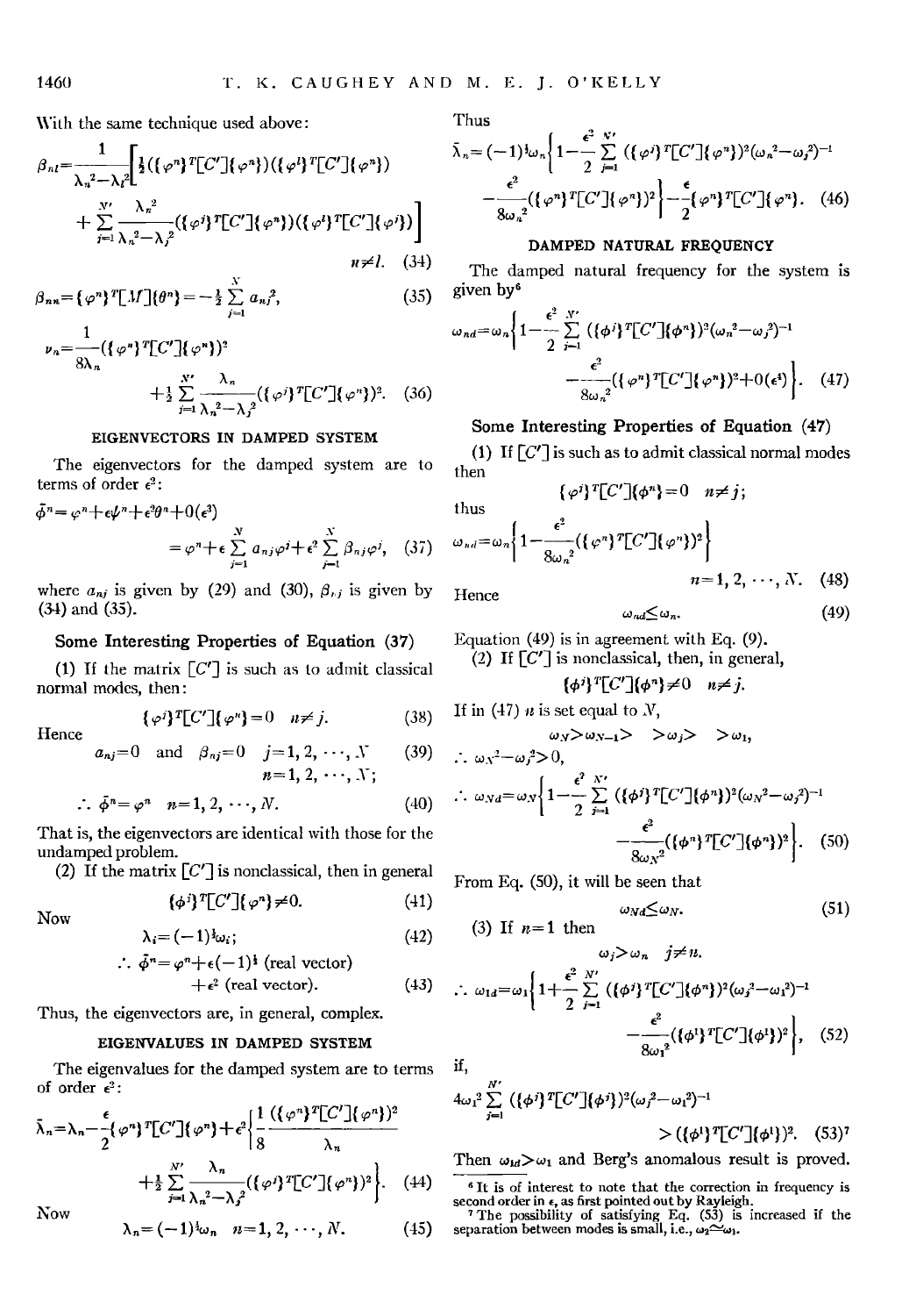With the same technique used above:

$$\beta_{nl}=\frac{1}{\lambda_n^2-\lambda_l^2}\Bigg[\tfrac{1}{2}(\{\varphi^n\}^T[C']\{\varphi^n\})(\{\varphi^l\}^T[C']\{\varphi^n\})$$

$$+\sum_{j=1}^{N'}\frac{\lambda_n^2}{\lambda_n^2-\lambda_j^2}(\{\varphi^j\}^T[C']\{\varphi^n\})(\{\varphi^l\}^T[C']\{\varphi^j\})\Bigg] \qquad n\neq l. \quad (34)$$

$$\beta_{nn}=\{\varphi^n\}^T[M]\{\theta^n\}=-\tfrac{1}{2}\sum_{j=1}^{N} a_{nj}^2, \quad (35)$$

$$\nu_n=\frac{1}{8\lambda_n}(\{\varphi^n\}^T[C']\{\varphi^n\})^2$$

$$+\tfrac{1}{2}\sum_{j=1}^{N'}\frac{\lambda_n}{\lambda_n^2-\lambda_j^2}(\{\varphi^j\}^T[C']\{\varphi^n\})^2. \quad (36)$$

### EIGENVECTORS IN DAMPED SYSTEM

The eigenvectors for the damped system are to terms of order $\epsilon^2$:

$$\bar{\phi}^n=\varphi^n+\epsilon\psi^n+\epsilon^2\theta^n+0(\epsilon^3)$$

$$=\varphi^n+\epsilon\sum_{j=1}^{N} a_{nj}\varphi^j+\epsilon^2\sum_{j=1}^{N}\beta_{nj}\varphi^j, \quad (37)$$

where $a_{nj}$ is given by (29) and (30), $\beta_{nj}$ is given by (34) and (35).

#### Some Interesting Properties of Equation (37)

(1) If the matrix $[C']$ is such as to admit classical normal modes, then:

$$\{\varphi^j\}^T[C']\{\varphi^n\}=0 \quad n\neq j. \quad (38)$$

Hence

$$a_{nj}=0 \quad\text{and}\quad \beta_{nj}=0 \quad j=1,2,\cdots,N \quad n=1,2,\cdots,N; \quad (39)$$

$$\therefore\ \bar{\phi}^n=\varphi^n \quad n=1,2,\cdots,N. \quad (40)$$

That is, the eigenvectors are identical with those for the undamped problem.

(2) If the matrix $[C']$ is nonclassical, then in general

$$\{\phi^j\}^T[C']\{\varphi^n\}\neq 0. \quad (41)$$

Now

$$\lambda_i=(-1)^{\frac{1}{2}}\omega_i; \quad (42)$$

$$\therefore\ \bar{\phi}^n=\varphi^n+\epsilon(-1)^{\frac{1}{2}}\text{ (real vector)} +\epsilon^2\text{ (real vector)}. \quad (43)$$

Thus, the eigenvectors are, in general, complex.

### EIGENVALUES IN DAMPED SYSTEM

The eigenvalues for the damped system are to terms of order $\epsilon^2$:

$$\bar{\lambda}_n=\lambda_n-\frac{\epsilon}{2}\{\varphi^n\}^T[C']\{\varphi^n\}+\epsilon^2\Bigg\{\frac{1}{8}\frac{(\{\varphi^n\}^T[C']\{\varphi^n\})^2}{\lambda_n}$$

$$+\tfrac{1}{2}\sum_{j=1}^{N'}\frac{\lambda_n}{\lambda_n^2-\lambda_j^2}(\{\varphi^j\}^T[C']\{\varphi^n\})^2\Bigg\}. \quad (44)$$

Now

$$\lambda_n=(-1)^{\frac{1}{2}}\omega_n \quad n=1,2,\cdots,N. \quad (45)$$

Thus

$$\bar{\lambda}_n=(-1)^{\frac{1}{2}}\omega_n\Bigg\{1-\frac{\epsilon^2}{2}\sum_{j=1}^{N'}(\{\varphi^j\}^T[C']\{\varphi^n\})^2(\omega_n^2-\omega_j^2)^{-1}$$

$$-\frac{\epsilon^2}{8\omega_n^2}(\{\varphi^n\}^T[C']\{\varphi^n\})^2\Bigg\}-\frac{\epsilon}{2}\{\varphi^n\}^T[C']\{\varphi^n\}. \quad (46)$$

### DAMPED NATURAL FREQUENCY

The damped natural frequency for the system is given by[6]

$$\omega_{nd}=\omega_n\Bigg\{1-\frac{\epsilon^2}{2}\sum_{j=1}^{N'}(\{\phi^j\}^T[C']\{\phi^n\})^2(\omega_n^2-\omega_j^2)^{-1}$$

$$-\frac{\epsilon^2}{8\omega_n^2}(\{\varphi^n\}^T[C']\{\varphi^n\})^2+0(\epsilon^4)\Bigg\}. \quad (47)$$

#### Some Interesting Properties of Equation (47)

(1) If $[C']$ is such as to admit classical normal modes then

$$\{\varphi^j\}^T[C']\{\phi^n\}=0 \quad n\neq j;$$

thus

$$\omega_{nd}=\omega_n\Bigg\{1-\frac{\epsilon^2}{8\omega_n^2}(\{\varphi^n\}^T[C']\{\varphi^n\})^2\Bigg\} \qquad n=1,2,\cdots,N. \quad (48)$$

Hence

$$\omega_{nd}\leq\omega_n. \quad (49)$$

Equation (49) is in agreement with Eq. (9).

(2) If $[C']$ is nonclassical, then, in general,

$$\{\phi^j\}^T[C']\{\phi^n\}\neq 0 \quad n\neq j.$$

If in (47) $n$ is set equal to $N$,

$$\omega_N>\omega_{N-1}> \quad >\omega_j> \quad >\omega_1,$$

$$\therefore\ \omega_N^2-\omega_j^2>0,$$

$$\therefore\ \omega_{Nd}=\omega_N\Bigg\{1-\frac{\epsilon^2}{2}\sum_{j=1}^{N'}(\{\phi^j\}^T[C']\{\phi^n\})^2(\omega_N^2-\omega_j^2)^{-1}$$

$$-\frac{\epsilon^2}{8\omega_N^2}(\{\phi^n\}^T[C']\{\phi^n\})^2\Bigg\}. \quad (50)$$

From Eq. (50), it will be seen that

$$\omega_{Nd}\leq\omega_N. \quad (51)$$

(3) If $n=1$ then

$$\omega_j>\omega_n \quad j\neq n.$$

$$\therefore\ \omega_{1d}=\omega_1\Bigg\{1+\frac{\epsilon^2}{2}\sum_{j=1}^{N'}(\{\phi^j\}^T[C']\{\phi^n\})^2(\omega_j^2-\omega_1^2)^{-1}$$

$$-\frac{\epsilon^2}{8\omega_1^2}(\{\phi^1\}^T[C']\{\phi^1\})^2\Bigg\}, \quad (52)$$

if,

$$4\omega_1^2\sum_{j=1}^{N'}(\{\phi^1\}^T[C']\{\phi^j\})^2(\omega_j^2-\omega_1^2)^{-1} > (\{\phi^1\}^T[C']\{\phi^1\})^2. \quad (53)^{[7]}$$

Then $\omega_{1d}>\omega_1$ and Berg's anomalous result is proved.

---

[6] It is of interest to note that the correction in frequency is second order in $\epsilon$, as first pointed out by Rayleigh.

[7] The possibility of satisfying Eq. (53) is increased if the separation between modes is small, i.e., $\omega_2\simeq\omega_1$.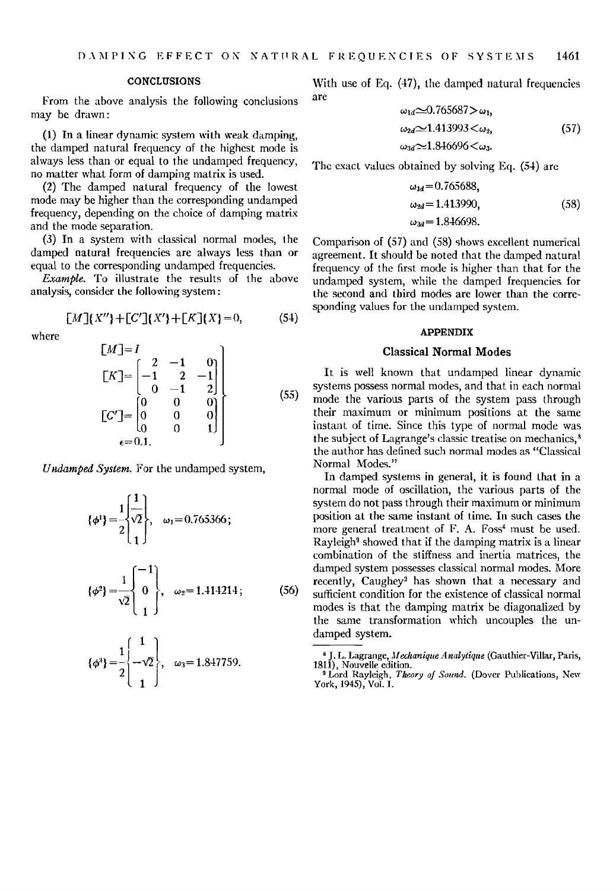## CONCLUSIONS

From the above analysis the following conclusions may be drawn:

(1) In a linear dynamic system with weak damping, the damped natural frequency of the highest mode is always less than or equal to the undamped frequency, no matter what form of damping matrix is used.

(2) The damped natural frequency of the lowest mode may be higher than the corresponding undamped frequency, depending on the choice of damping matrix and the mode separation.

(3) In a system with classical normal modes, the damped natural frequencies are always less than or equal to the corresponding undamped frequencies.

*Example.* To illustrate the results of the above analysis, consider the following system:

$$[M]\{X''\}+[C']\{X'\}+[K]\{X\}=0, \tag{54}$$

where

$$\left.\begin{aligned}
&[M]=I \\
&[K]=\begin{bmatrix} 2 & -1 & 0 \\ -1 & 2 & -1 \\ 0 & -1 & 2 \end{bmatrix} \\
&[C']=\begin{bmatrix} 0 & 0 & 0 \\ 0 & 0 & 0 \\ 0 & 0 & 1 \end{bmatrix} \\
&\epsilon=0.1.
\end{aligned}\right\} \tag{55}$$

*Undamped System.* For the undamped system,

$$\{\phi^1\}=\frac{1}{2}\begin{Bmatrix} 1 \\ \sqrt{2} \\ 1 \end{Bmatrix}, \quad \omega_1=0.765366;$$

$$\{\phi^2\}=\frac{1}{\sqrt{2}}\begin{Bmatrix} -1 \\ 0 \\ 1 \end{Bmatrix}, \quad \omega_2=1.414214; \tag{56}$$

$$\{\phi^3\}=\frac{1}{2}\begin{Bmatrix} 1 \\ -\sqrt{2} \\ 1 \end{Bmatrix}, \quad \omega_3=1.847759.$$

With use of Eq. (47), the damped natural frequencies are

$$\begin{aligned}
&\omega_{1d}\simeq 0.765687>\omega_1, \\
&\omega_{2d}\simeq 1.413993<\omega_2, \\
&\omega_{3d}\simeq 1.846696<\omega_3.
\end{aligned} \tag{57}$$

The exact values obtained by solving Eq. (54) are

$$\begin{aligned}
&\omega_{1d}=0.765688, \\
&\omega_{2d}=1.413990, \\
&\omega_{3d}=1.846698.
\end{aligned} \tag{58}$$

Comparison of (57) and (58) shows excellent numerical agreement. It should be noted that the damped natural frequency of the first mode is higher than that for the undamped system, while the damped frequencies for the second and third modes are lower than the corresponding values for the undamped system.

## APPENDIX

### Classical Normal Modes

It is well known that undamped linear dynamic systems possess normal modes, and that in each normal mode the various parts of the system pass through their maximum or minimum positions at the same instant of time. Since this type of normal mode was the subject of Lagrange's classic treatise on mechanics,[8] the author has defined such normal modes as "Classical Normal Modes."

In damped systems in general, it is found that in a normal mode of oscillation, the various parts of the system do not pass through their maximum or minimum position at the same instant of time. In such cases the more general treatment of F. A. Foss[4] must be used. Rayleigh[9] showed that if the damping matrix is a linear combination of the stiffness and inertia matrices, the damped system possesses classical normal modes. More recently, Caughey[2] has shown that a necessary and sufficient condition for the existence of classical normal modes is that the damping matrix be diagonalized by the same transformation which uncouples the undamped system.

---

[8] J. L. Lagrange, *Mechanique Analytique* (Gauthier-Villar, Paris, 1811), Nouvelle edition.

[9] Lord Rayleigh, *Theory of Sound.* (Dover Publications, New York, 1945), Vol. I.